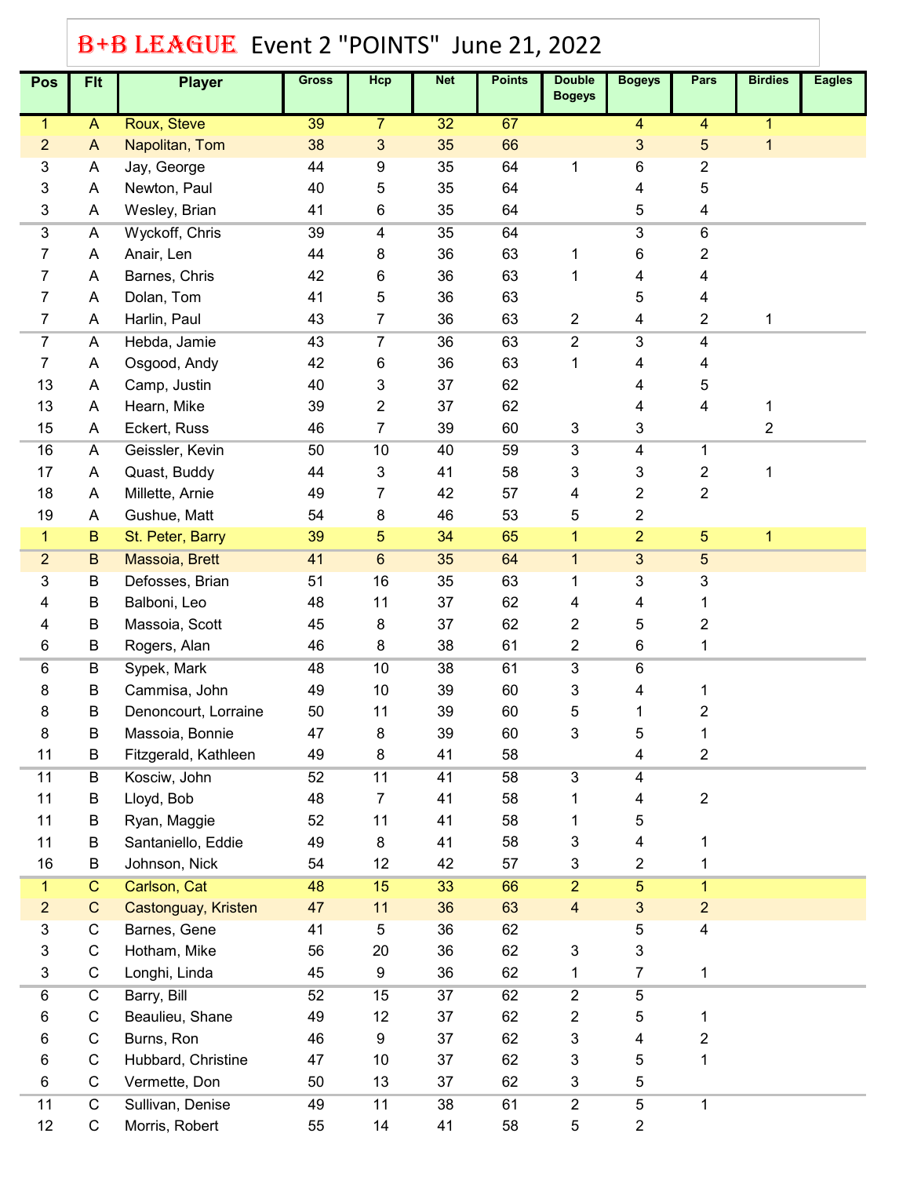# B+B LEAGUE Event 2 "POINTS" June 21, 2022

| Pos | Flt | Player | Gross | Hcp | Net | Points | Double Bogeys | Bogeys | Pars | Birdies | Eagles |
|---|---|---|---|---|---|---|---|---|---|---|---|
| 1 | A | Roux, Steve | 39 | 7 | 32 | 67 | | 4 | 4 | 1 | |
| 2 | A | Napolitan, Tom | 38 | 3 | 35 | 66 | | 3 | 5 | 1 | |
| 3 | A | Jay, George | 44 | 9 | 35 | 64 | 1 | 6 | 2 | | |
| 3 | A | Newton, Paul | 40 | 5 | 35 | 64 | | 4 | 5 | | |
| 3 | A | Wesley, Brian | 41 | 6 | 35 | 64 | | 5 | 4 | | |
| 3 | A | Wyckoff, Chris | 39 | 4 | 35 | 64 | | 3 | 6 | | |
| 7 | A | Anair, Len | 44 | 8 | 36 | 63 | 1 | 6 | 2 | | |
| 7 | A | Barnes, Chris | 42 | 6 | 36 | 63 | 1 | 4 | 4 | | |
| 7 | A | Dolan, Tom | 41 | 5 | 36 | 63 | | 5 | 4 | | |
| 7 | A | Harlin, Paul | 43 | 7 | 36 | 63 | 2 | 4 | 2 | 1 | |
| 7 | A | Hebda, Jamie | 43 | 7 | 36 | 63 | 2 | 3 | 4 | | |
| 7 | A | Osgood, Andy | 42 | 6 | 36 | 63 | 1 | 4 | 4 | | |
| 13 | A | Camp, Justin | 40 | 3 | 37 | 62 | | 4 | 5 | | |
| 13 | A | Hearn, Mike | 39 | 2 | 37 | 62 | | 4 | 4 | 1 | |
| 15 | A | Eckert, Russ | 46 | 7 | 39 | 60 | 3 | 3 | | 2 | |
| 16 | A | Geissler, Kevin | 50 | 10 | 40 | 59 | 3 | 4 | 1 | | |
| 17 | A | Quast, Buddy | 44 | 3 | 41 | 58 | 3 | 3 | 2 | 1 | |
| 18 | A | Millette, Arnie | 49 | 7 | 42 | 57 | 4 | 2 | 2 | | |
| 19 | A | Gushue, Matt | 54 | 8 | 46 | 53 | 5 | 2 | | | |
| 1 | B | St. Peter, Barry | 39 | 5 | 34 | 65 | 1 | 2 | 5 | 1 | |
| 2 | B | Massoia, Brett | 41 | 6 | 35 | 64 | 1 | 3 | 5 | | |
| 3 | B | Defosses, Brian | 51 | 16 | 35 | 63 | 1 | 3 | 3 | | |
| 4 | B | Balboni, Leo | 48 | 11 | 37 | 62 | 4 | 4 | 1 | | |
| 4 | B | Massoia, Scott | 45 | 8 | 37 | 62 | 2 | 5 | 2 | | |
| 6 | B | Rogers, Alan | 46 | 8 | 38 | 61 | 2 | 6 | 1 | | |
| 6 | B | Sypek, Mark | 48 | 10 | 38 | 61 | 3 | 6 | | | |
| 8 | B | Cammisa, John | 49 | 10 | 39 | 60 | 3 | 4 | 1 | | |
| 8 | B | Denoncourt, Lorraine | 50 | 11 | 39 | 60 | 5 | 1 | 2 | | |
| 8 | B | Massoia, Bonnie | 47 | 8 | 39 | 60 | 3 | 5 | 1 | | |
| 11 | B | Fitzgerald, Kathleen | 49 | 8 | 41 | 58 | | 4 | 2 | | |
| 11 | B | Kosciw, John | 52 | 11 | 41 | 58 | 3 | 4 | | | |
| 11 | B | Lloyd, Bob | 48 | 7 | 41 | 58 | 1 | 4 | 2 | | |
| 11 | B | Ryan, Maggie | 52 | 11 | 41 | 58 | 1 | 5 | | | |
| 11 | B | Santaniello, Eddie | 49 | 8 | 41 | 58 | 3 | 4 | 1 | | |
| 16 | B | Johnson, Nick | 54 | 12 | 42 | 57 | 3 | 2 | 1 | | |
| 1 | C | Carlson, Cat | 48 | 15 | 33 | 66 | 2 | 5 | 1 | | |
| 2 | C | Castonguay, Kristen | 47 | 11 | 36 | 63 | 4 | 3 | 2 | | |
| 3 | C | Barnes, Gene | 41 | 5 | 36 | 62 | | 5 | 4 | | |
| 3 | C | Hotham, Mike | 56 | 20 | 36 | 62 | 3 | 3 | | | |
| 3 | C | Longhi, Linda | 45 | 9 | 36 | 62 | 1 | 7 | 1 | | |
| 6 | C | Barry, Bill | 52 | 15 | 37 | 62 | 2 | 5 | | | |
| 6 | C | Beaulieu, Shane | 49 | 12 | 37 | 62 | 2 | 5 | 1 | | |
| 6 | C | Burns, Ron | 46 | 9 | 37 | 62 | 3 | 4 | 2 | | |
| 6 | C | Hubbard, Christine | 47 | 10 | 37 | 62 | 3 | 5 | 1 | | |
| 6 | C | Vermette, Don | 50 | 13 | 37 | 62 | 3 | 5 | | | |
| 11 | C | Sullivan, Denise | 49 | 11 | 38 | 61 | 2 | 5 | 1 | | |
| 12 | C | Morris, Robert | 55 | 14 | 41 | 58 | 5 | 2 | | | |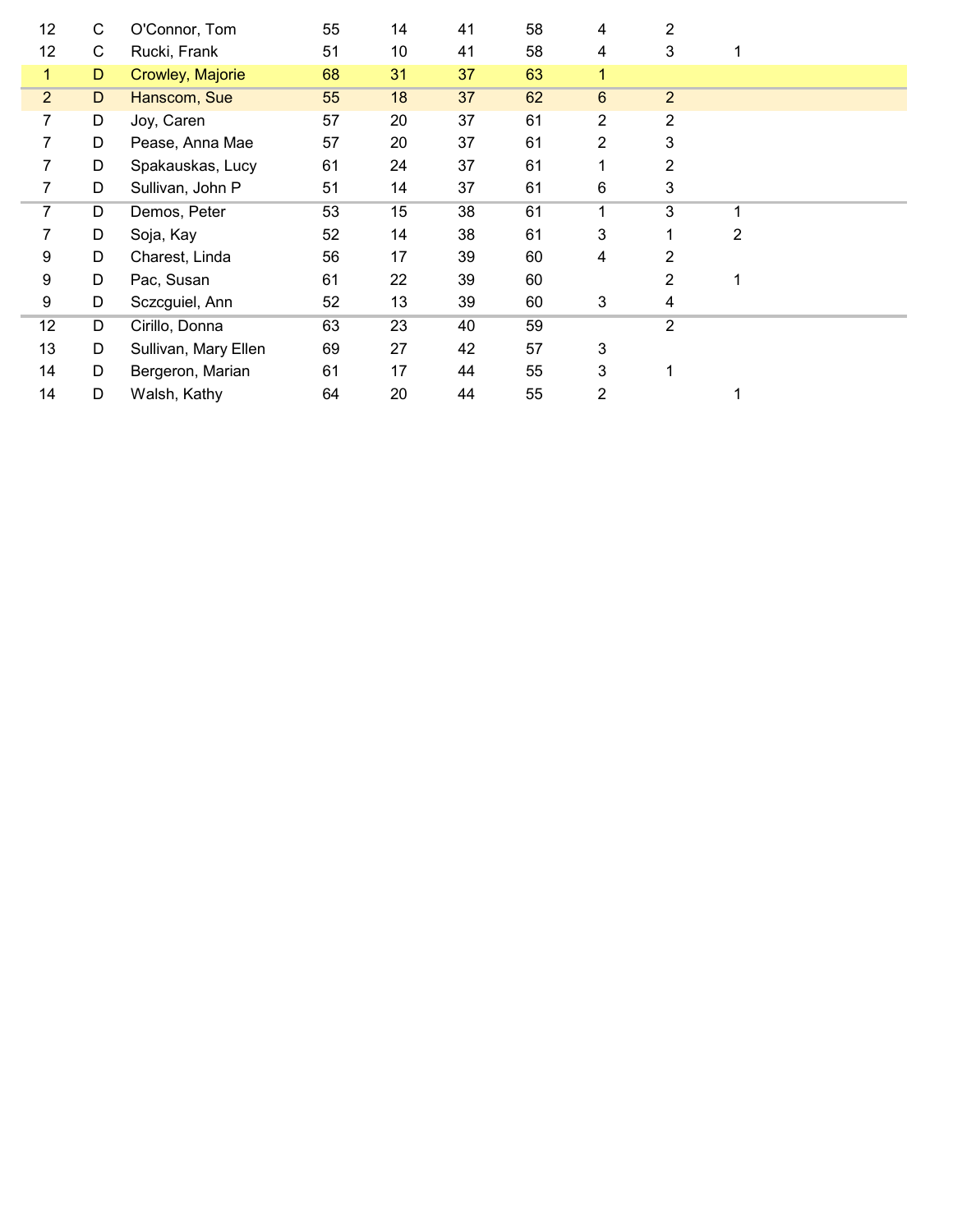| | | | | | | | | | |
|---|---|---|---|---|---|---|---|---|---|
| 12 | C | O'Connor, Tom | 55 | 14 | 41 | 58 | 4 | 2 | |
| 12 | C | Rucki, Frank | 51 | 10 | 41 | 58 | 4 | 3 | 1 |
| 1 | D | Crowley, Majorie | 68 | 31 | 37 | 63 | 1 | | |
| 2 | D | Hanscom, Sue | 55 | 18 | 37 | 62 | 6 | 2 | |
| 7 | D | Joy, Caren | 57 | 20 | 37 | 61 | 2 | 2 | |
| 7 | D | Pease, Anna Mae | 57 | 20 | 37 | 61 | 2 | 3 | |
| 7 | D | Spakauskas, Lucy | 61 | 24 | 37 | 61 | 1 | 2 | |
| 7 | D | Sullivan, John P | 51 | 14 | 37 | 61 | 6 | 3 | |
| 7 | D | Demos, Peter | 53 | 15 | 38 | 61 | 1 | 3 | 1 |
| 7 | D | Soja, Kay | 52 | 14 | 38 | 61 | 3 | 1 | 2 |
| 9 | D | Charest, Linda | 56 | 17 | 39 | 60 | 4 | 2 | |
| 9 | D | Pac, Susan | 61 | 22 | 39 | 60 | | 2 | 1 |
| 9 | D | Sczcguiel, Ann | 52 | 13 | 39 | 60 | 3 | 4 | |
| 12 | D | Cirillo, Donna | 63 | 23 | 40 | 59 | | 2 | |
| 13 | D | Sullivan, Mary Ellen | 69 | 27 | 42 | 57 | 3 | | |
| 14 | D | Bergeron, Marian | 61 | 17 | 44 | 55 | 3 | 1 | |
| 14 | D | Walsh, Kathy | 64 | 20 | 44 | 55 | 2 | | 1 |